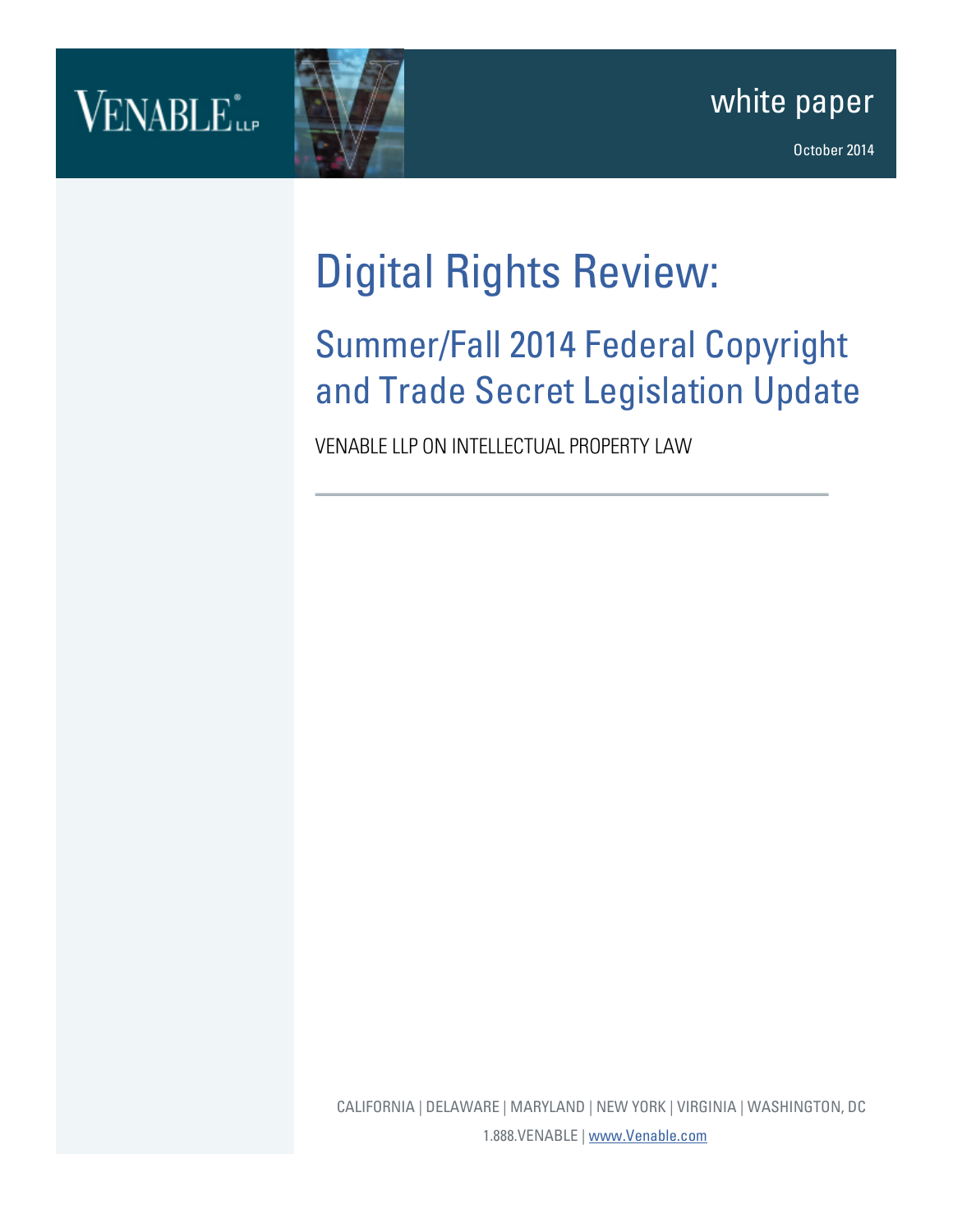VENABLE LLP

white paper

October 2014

# Digital Rights Review:

## Summer/Fall 2014 Federal Copyright and Trade Secret Legislation Update

VENABLE LLP ON INTELLECTUAL PROPERTY LAW

CALIFORNIA | DELAWARE | MARYLAND | NEW YORK | VIRGINIA | WASHINGTON, DC

1.888.VENABLE | www.Venable.com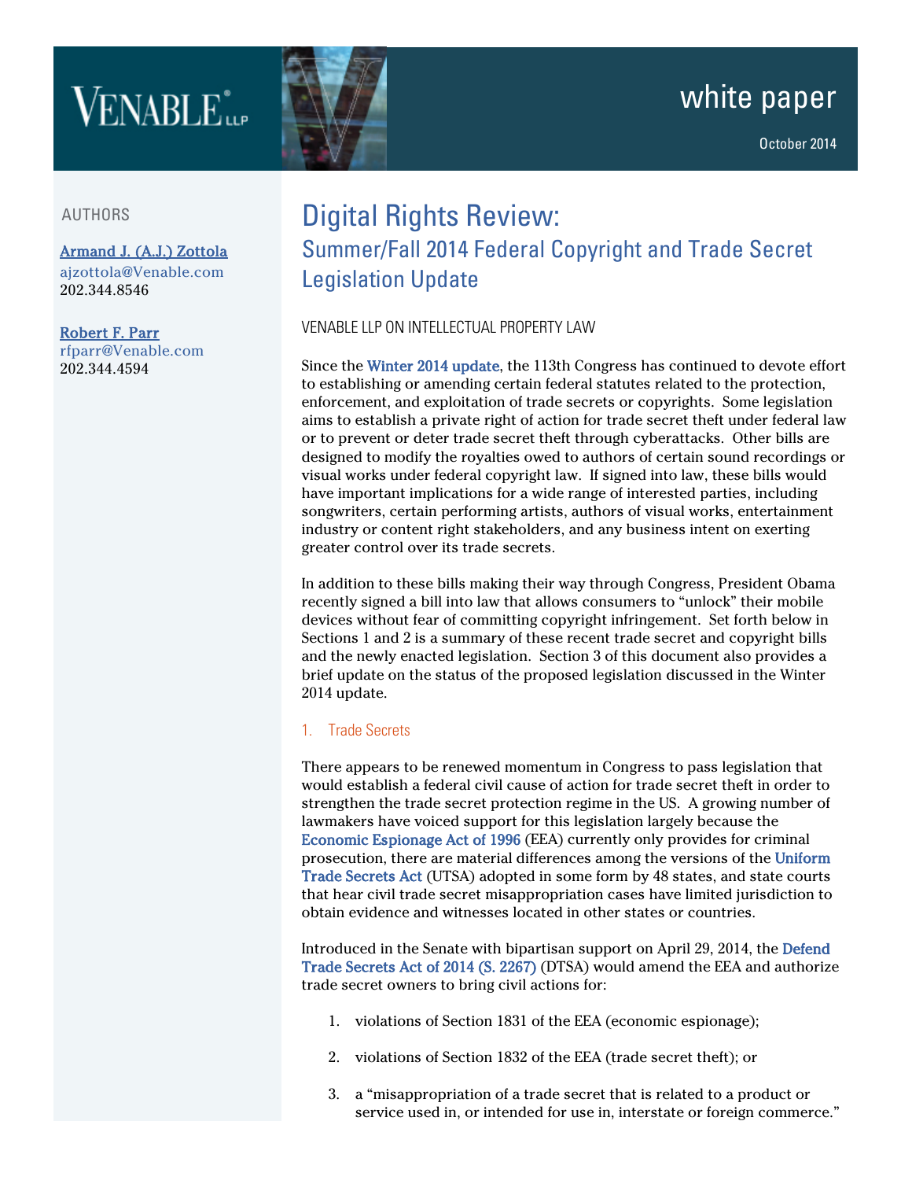AUTHORS

[Armand J. (A.J.) Zottola](#)
ajzottola@Venable.com
202.344.8546

[Robert F. Parr](#)
rfparr@Venable.com
202.344.4594

white paper

October 2014

# Digital Rights Review:

## Summer/Fall 2014 Federal Copyright and Trade Secret Legislation Update

VENABLE LLP ON INTELLECTUAL PROPERTY LAW

Since the Winter 2014 update, the 113th Congress has continued to devote effort to establishing or amending certain federal statutes related to the protection, enforcement, and exploitation of trade secrets or copyrights. Some legislation aims to establish a private right of action for trade secret theft under federal law or to prevent or deter trade secret theft through cyberattacks. Other bills are designed to modify the royalties owed to authors of certain sound recordings or visual works under federal copyright law. If signed into law, these bills would have important implications for a wide range of interested parties, including songwriters, certain performing artists, authors of visual works, entertainment industry or content right stakeholders, and any business intent on exerting greater control over its trade secrets.

In addition to these bills making their way through Congress, President Obama recently signed a bill into law that allows consumers to "unlock" their mobile devices without fear of committing copyright infringement. Set forth below in Sections 1 and 2 is a summary of these recent trade secret and copyright bills and the newly enacted legislation. Section 3 of this document also provides a brief update on the status of the proposed legislation discussed in the Winter 2014 update.

### 1. Trade Secrets

There appears to be renewed momentum in Congress to pass legislation that would establish a federal civil cause of action for trade secret theft in order to strengthen the trade secret protection regime in the US. A growing number of lawmakers have voiced support for this legislation largely because the Economic Espionage Act of 1996 (EEA) currently only provides for criminal prosecution, there are material differences among the versions of the Uniform Trade Secrets Act (UTSA) adopted in some form by 48 states, and state courts that hear civil trade secret misappropriation cases have limited jurisdiction to obtain evidence and witnesses located in other states or countries.

Introduced in the Senate with bipartisan support on April 29, 2014, the Defend Trade Secrets Act of 2014 (S. 2267) (DTSA) would amend the EEA and authorize trade secret owners to bring civil actions for:

1. violations of Section 1831 of the EEA (economic espionage);
2. violations of Section 1832 of the EEA (trade secret theft); or
3. a "misappropriation of a trade secret that is related to a product or service used in, or intended for use in, interstate or foreign commerce."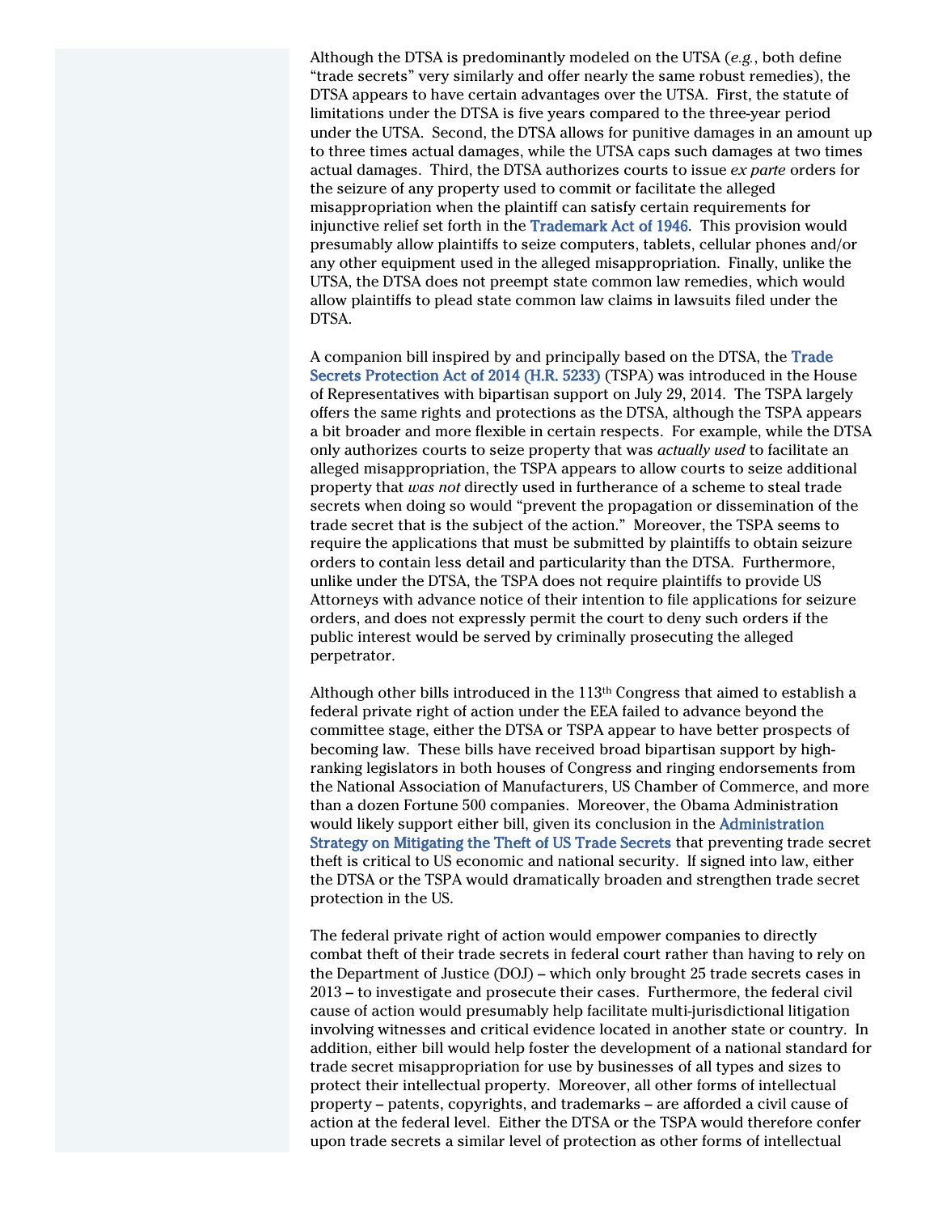Although the DTSA is predominantly modeled on the UTSA (*e.g.*, both define "trade secrets" very similarly and offer nearly the same robust remedies), the DTSA appears to have certain advantages over the UTSA. First, the statute of limitations under the DTSA is five years compared to the three-year period under the UTSA. Second, the DTSA allows for punitive damages in an amount up to three times actual damages, while the UTSA caps such damages at two times actual damages. Third, the DTSA authorizes courts to issue *ex parte* orders for the seizure of any property used to commit or facilitate the alleged misappropriation when the plaintiff can satisfy certain requirements for injunctive relief set forth in the Trademark Act of 1946. This provision would presumably allow plaintiffs to seize computers, tablets, cellular phones and/or any other equipment used in the alleged misappropriation. Finally, unlike the UTSA, the DTSA does not preempt state common law remedies, which would allow plaintiffs to plead state common law claims in lawsuits filed under the DTSA.

A companion bill inspired by and principally based on the DTSA, the Trade Secrets Protection Act of 2014 (H.R. 5233) (TSPA) was introduced in the House of Representatives with bipartisan support on July 29, 2014. The TSPA largely offers the same rights and protections as the DTSA, although the TSPA appears a bit broader and more flexible in certain respects. For example, while the DTSA only authorizes courts to seize property that was *actually used* to facilitate an alleged misappropriation, the TSPA appears to allow courts to seize additional property that *was not* directly used in furtherance of a scheme to steal trade secrets when doing so would "prevent the propagation or dissemination of the trade secret that is the subject of the action." Moreover, the TSPA seems to require the applications that must be submitted by plaintiffs to obtain seizure orders to contain less detail and particularity than the DTSA. Furthermore, unlike under the DTSA, the TSPA does not require plaintiffs to provide US Attorneys with advance notice of their intention to file applications for seizure orders, and does not expressly permit the court to deny such orders if the public interest would be served by criminally prosecuting the alleged perpetrator.

Although other bills introduced in the 113th Congress that aimed to establish a federal private right of action under the EEA failed to advance beyond the committee stage, either the DTSA or TSPA appear to have better prospects of becoming law. These bills have received broad bipartisan support by high-ranking legislators in both houses of Congress and ringing endorsements from the National Association of Manufacturers, US Chamber of Commerce, and more than a dozen Fortune 500 companies. Moreover, the Obama Administration would likely support either bill, given its conclusion in the Administration Strategy on Mitigating the Theft of US Trade Secrets that preventing trade secret theft is critical to US economic and national security. If signed into law, either the DTSA or the TSPA would dramatically broaden and strengthen trade secret protection in the US.

The federal private right of action would empower companies to directly combat theft of their trade secrets in federal court rather than having to rely on the Department of Justice (DOJ) – which only brought 25 trade secrets cases in 2013 – to investigate and prosecute their cases. Furthermore, the federal civil cause of action would presumably help facilitate multi-jurisdictional litigation involving witnesses and critical evidence located in another state or country. In addition, either bill would help foster the development of a national standard for trade secret misappropriation for use by businesses of all types and sizes to protect their intellectual property. Moreover, all other forms of intellectual property – patents, copyrights, and trademarks – are afforded a civil cause of action at the federal level. Either the DTSA or the TSPA would therefore confer upon trade secrets a similar level of protection as other forms of intellectual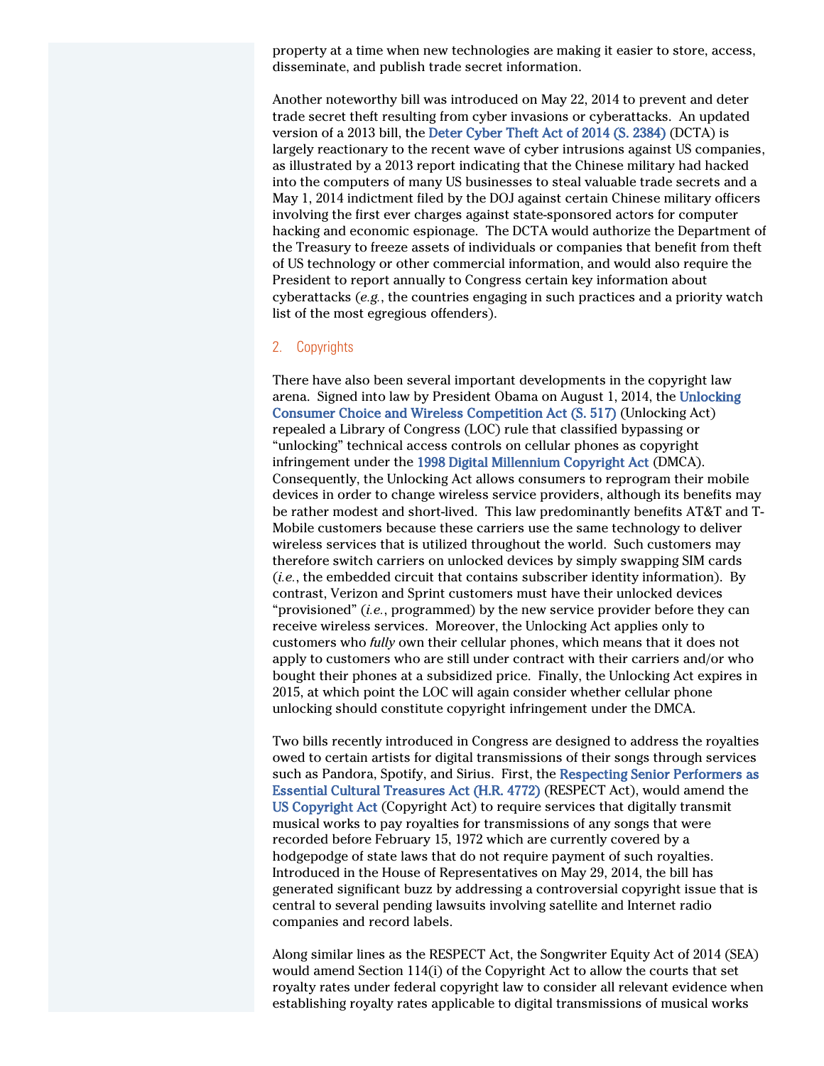property at a time when new technologies are making it easier to store, access, disseminate, and publish trade secret information.

Another noteworthy bill was introduced on May 22, 2014 to prevent and deter trade secret theft resulting from cyber invasions or cyberattacks. An updated version of a 2013 bill, the Deter Cyber Theft Act of 2014 (S. 2384) (DCTA) is largely reactionary to the recent wave of cyber intrusions against US companies, as illustrated by a 2013 report indicating that the Chinese military had hacked into the computers of many US businesses to steal valuable trade secrets and a May 1, 2014 indictment filed by the DOJ against certain Chinese military officers involving the first ever charges against state-sponsored actors for computer hacking and economic espionage. The DCTA would authorize the Department of the Treasury to freeze assets of individuals or companies that benefit from theft of US technology or other commercial information, and would also require the President to report annually to Congress certain key information about cyberattacks (*e.g.*, the countries engaging in such practices and a priority watch list of the most egregious offenders).

### 2. Copyrights

There have also been several important developments in the copyright law arena. Signed into law by President Obama on August 1, 2014, the Unlocking Consumer Choice and Wireless Competition Act (S. 517) (Unlocking Act) repealed a Library of Congress (LOC) rule that classified bypassing or "unlocking" technical access controls on cellular phones as copyright infringement under the 1998 Digital Millennium Copyright Act (DMCA). Consequently, the Unlocking Act allows consumers to reprogram their mobile devices in order to change wireless service providers, although its benefits may be rather modest and short-lived. This law predominantly benefits AT&T and T-Mobile customers because these carriers use the same technology to deliver wireless services that is utilized throughout the world. Such customers may therefore switch carriers on unlocked devices by simply swapping SIM cards (*i.e.*, the embedded circuit that contains subscriber identity information). By contrast, Verizon and Sprint customers must have their unlocked devices "provisioned" (*i.e.*, programmed) by the new service provider before they can receive wireless services. Moreover, the Unlocking Act applies only to customers who *fully* own their cellular phones, which means that it does not apply to customers who are still under contract with their carriers and/or who bought their phones at a subsidized price. Finally, the Unlocking Act expires in 2015, at which point the LOC will again consider whether cellular phone unlocking should constitute copyright infringement under the DMCA.

Two bills recently introduced in Congress are designed to address the royalties owed to certain artists for digital transmissions of their songs through services such as Pandora, Spotify, and Sirius. First, the Respecting Senior Performers as Essential Cultural Treasures Act (H.R. 4772) (RESPECT Act), would amend the US Copyright Act (Copyright Act) to require services that digitally transmit musical works to pay royalties for transmissions of any songs that were recorded before February 15, 1972 which are currently covered by a hodgepodge of state laws that do not require payment of such royalties. Introduced in the House of Representatives on May 29, 2014, the bill has generated significant buzz by addressing a controversial copyright issue that is central to several pending lawsuits involving satellite and Internet radio companies and record labels.

Along similar lines as the RESPECT Act, the Songwriter Equity Act of 2014 (SEA) would amend Section 114(i) of the Copyright Act to allow the courts that set royalty rates under federal copyright law to consider all relevant evidence when establishing royalty rates applicable to digital transmissions of musical works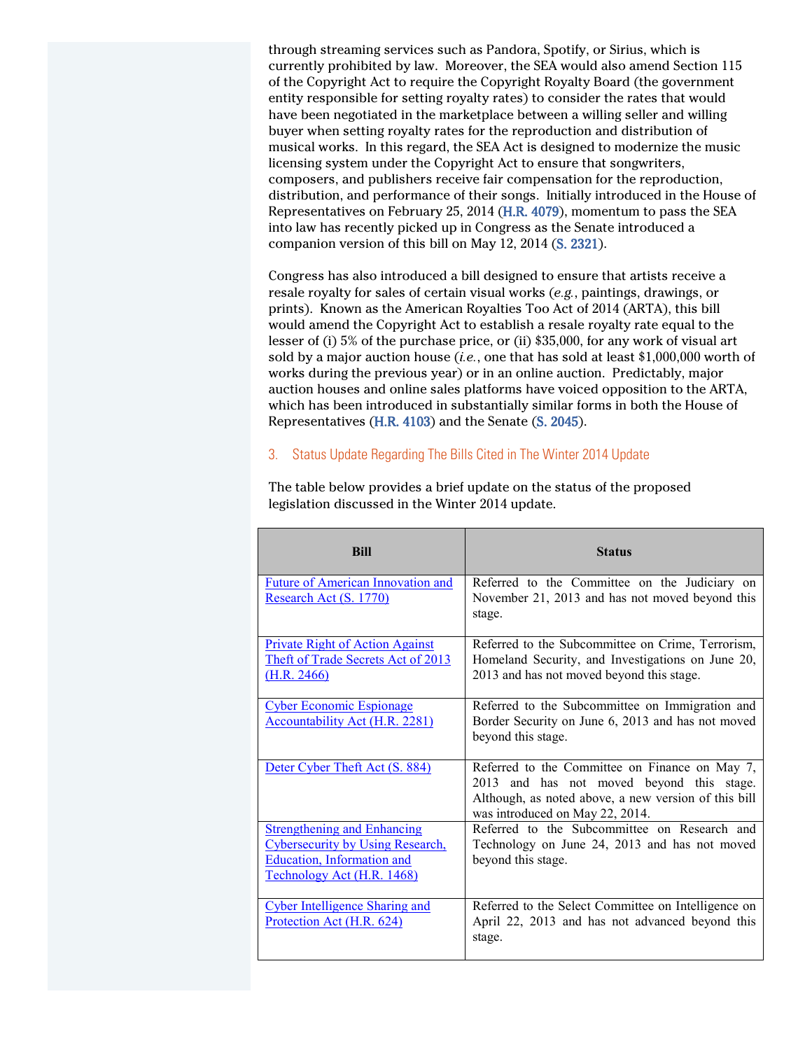through streaming services such as Pandora, Spotify, or Sirius, which is currently prohibited by law. Moreover, the SEA would also amend Section 115 of the Copyright Act to require the Copyright Royalty Board (the government entity responsible for setting royalty rates) to consider the rates that would have been negotiated in the marketplace between a willing seller and willing buyer when setting royalty rates for the reproduction and distribution of musical works. In this regard, the SEA Act is designed to modernize the music licensing system under the Copyright Act to ensure that songwriters, composers, and publishers receive fair compensation for the reproduction, distribution, and performance of their songs. Initially introduced in the House of Representatives on February 25, 2014 (H.R. 4079), momentum to pass the SEA into law has recently picked up in Congress as the Senate introduced a companion version of this bill on May 12, 2014 (S. 2321).

Congress has also introduced a bill designed to ensure that artists receive a resale royalty for sales of certain visual works (*e.g.*, paintings, drawings, or prints). Known as the American Royalties Too Act of 2014 (ARTA), this bill would amend the Copyright Act to establish a resale royalty rate equal to the lesser of (i) 5% of the purchase price, or (ii) $35,000, for any work of visual art sold by a major auction house (*i.e.*, one that has sold at least $1,000,000 worth of works during the previous year) or in an online auction. Predictably, major auction houses and online sales platforms have voiced opposition to the ARTA, which has been introduced in substantially similar forms in both the House of Representatives (H.R. 4103) and the Senate (S. 2045).

### 3. Status Update Regarding The Bills Cited in The Winter 2014 Update

The table below provides a brief update on the status of the proposed legislation discussed in the Winter 2014 update.

| Bill | Status |
|---|---|
| Future of American Innovation and Research Act (S. 1770) | Referred to the Committee on the Judiciary on November 21, 2013 and has not moved beyond this stage. |
| Private Right of Action Against Theft of Trade Secrets Act of 2013 (H.R. 2466) | Referred to the Subcommittee on Crime, Terrorism, Homeland Security, and Investigations on June 20, 2013 and has not moved beyond this stage. |
| Cyber Economic Espionage Accountability Act (H.R. 2281) | Referred to the Subcommittee on Immigration and Border Security on June 6, 2013 and has not moved beyond this stage. |
| Deter Cyber Theft Act (S. 884) | Referred to the Committee on Finance on May 7, 2013 and has not moved beyond this stage. Although, as noted above, a new version of this bill was introduced on May 22, 2014. |
| Strengthening and Enhancing Cybersecurity by Using Research, Education, Information and Technology Act (H.R. 1468) | Referred to the Subcommittee on Research and Technology on June 24, 2013 and has not moved beyond this stage. |
| Cyber Intelligence Sharing and Protection Act (H.R. 624) | Referred to the Select Committee on Intelligence on April 22, 2013 and has not advanced beyond this stage. |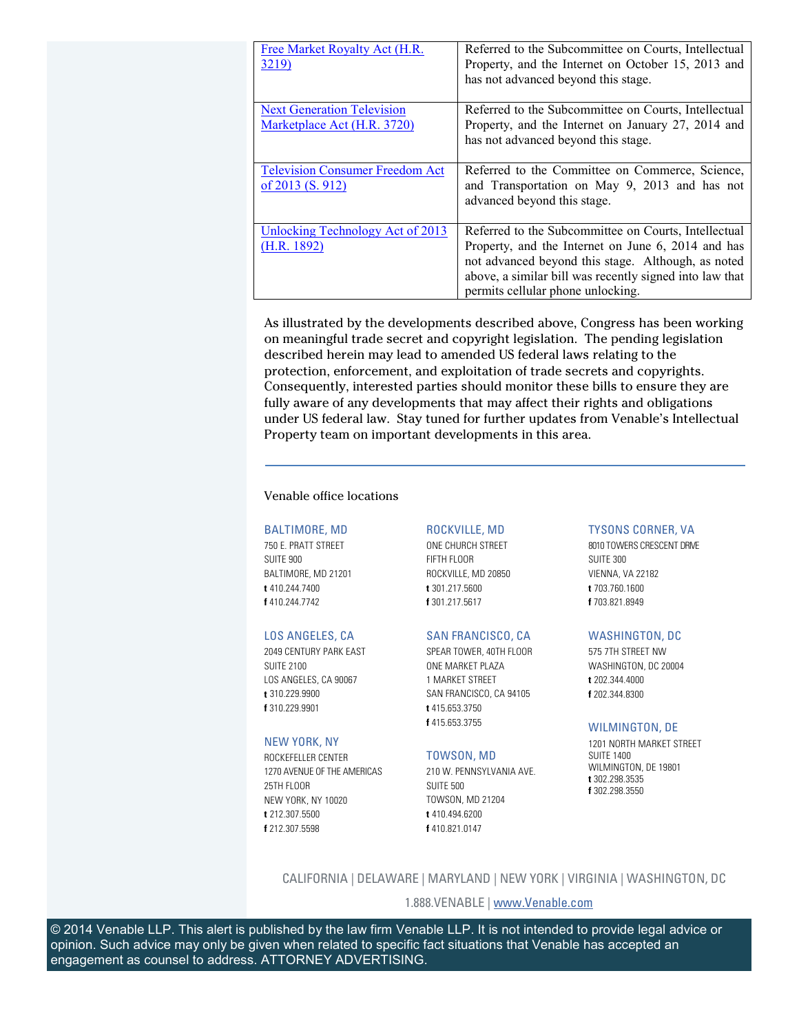| | |
|---|---|
| Free Market Royalty Act (H.R. 3219) | Referred to the Subcommittee on Courts, Intellectual Property, and the Internet on October 15, 2013 and has not advanced beyond this stage. |
| Next Generation Television Marketplace Act (H.R. 3720) | Referred to the Subcommittee on Courts, Intellectual Property, and the Internet on January 27, 2014 and has not advanced beyond this stage. |
| Television Consumer Freedom Act of 2013 (S. 912) | Referred to the Committee on Commerce, Science, and Transportation on May 9, 2013 and has not advanced beyond this stage. |
| Unlocking Technology Act of 2013 (H.R. 1892) | Referred to the Subcommittee on Courts, Intellectual Property, and the Internet on June 6, 2014 and has not advanced beyond this stage. Although, as noted above, a similar bill was recently signed into law that permits cellular phone unlocking. |

As illustrated by the developments described above, Congress has been working on meaningful trade secret and copyright legislation. The pending legislation described herein may lead to amended US federal laws relating to the protection, enforcement, and exploitation of trade secrets and copyrights. Consequently, interested parties should monitor these bills to ensure they are fully aware of any developments that may affect their rights and obligations under US federal law. Stay tuned for further updates from Venable's Intellectual Property team on important developments in this area.

---

Venable office locations

**BALTIMORE, MD**
750 E. PRATT STREET
SUITE 900
BALTIMORE, MD 21201
**t** 410.244.7400
**f** 410.244.7742

**LOS ANGELES, CA**
2049 CENTURY PARK EAST
SUITE 2100
LOS ANGELES, CA 90067
**t** 310.229.9900
**f** 310.229.9901

**NEW YORK, NY**
ROCKEFELLER CENTER
1270 AVENUE OF THE AMERICAS
25TH FLOOR
NEW YORK, NY 10020
**t** 212.307.5500
**f** 212.307.5598

**ROCKVILLE, MD**
ONE CHURCH STREET
FIFTH FLOOR
ROCKVILLE, MD 20850
**t** 301.217.5600
**f** 301.217.5617

**SAN FRANCISCO, CA**
SPEAR TOWER, 40TH FLOOR
ONE MARKET PLAZA
1 MARKET STREET
SAN FRANCISCO, CA 94105
**t** 415.653.3750
**f** 415.653.3755

**TOWSON, MD**
210 W. PENNSYLVANIA AVE.
SUITE 500
TOWSON, MD 21204
**t** 410.494.6200
**f** 410.821.0147

**TYSONS CORNER, VA**
8010 TOWERS CRESCENT DRIVE
SUITE 300
VIENNA, VA 22182
**t** 703.760.1600
**f** 703.821.8949

**WASHINGTON, DC**
575 7TH STREET NW
WASHINGTON, DC 20004
**t** 202.344.4000
**f** 202.344.8300

**WILMINGTON, DE**
1201 NORTH MARKET STREET
SUITE 1400
WILMINGTON, DE 19801
**t** 302.298.3535
**f** 302.298.3550

CALIFORNIA | DELAWARE | MARYLAND | NEW YORK | VIRGINIA | WASHINGTON, DC

1.888.VENABLE | www.Venable.com

© 2014 Venable LLP. This alert is published by the law firm Venable LLP. It is not intended to provide legal advice or opinion. Such advice may only be given when related to specific fact situations that Venable has accepted an engagement as counsel to address. ATTORNEY ADVERTISING.